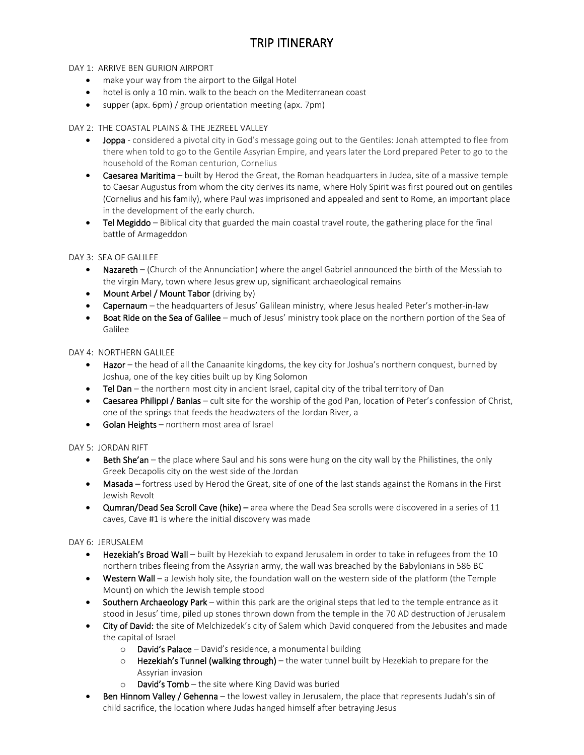# TRIP ITINERARY

DAY 1: ARRIVE BEN GURION AIRPORT

- make your way from the airport to the Gilgal Hotel
- hotel is only a 10 min. walk to the beach on the Mediterranean coast
- supper (apx. 6pm) / group orientation meeting (apx. 7pm)

DAY 2: THE COASTAL PLAINS & THE JEZREEL VALLEY

- **Joppa** - considered a pivotal city in God's message going out to the Gentiles: Jonah attempted to flee from there when told to go to the Gentile Assyrian Empire, and years later the Lord prepared Peter to go to the household of the Roman centurion, Cornelius
- **Caesarea Maritima** – built by Herod the Great, the Roman headquarters in Judea, site of a massive temple to Caesar Augustus from whom the city derives its name, where Holy Spirit was first poured out on gentiles (Cornelius and his family), where Paul was imprisoned and appealed and sent to Rome, an important place in the development of the early church.
- **Tel Megiddo** – Biblical city that guarded the main coastal travel route, the gathering place for the final battle of Armageddon

DAY 3: SEA OF GALILEE

- **Nazareth** – (Church of the Annunciation) where the angel Gabriel announced the birth of the Messiah to the virgin Mary, town where Jesus grew up, significant archaeological remains
- **Mount Arbel / Mount Tabor** (driving by)
- **Capernaum** – the headquarters of Jesus' Galilean ministry, where Jesus healed Peter's mother-in-law
- **Boat Ride on the Sea of Galilee** – much of Jesus' ministry took place on the northern portion of the Sea of Galilee

DAY 4: NORTHERN GALILEE

- **Hazor** – the head of all the Canaanite kingdoms, the key city for Joshua's northern conquest, burned by Joshua, one of the key cities built up by King Solomon
- **Tel Dan** – the northern most city in ancient Israel, capital city of the tribal territory of Dan
- **Caesarea Philippi / Banias** – cult site for the worship of the god Pan, location of Peter's confession of Christ, one of the springs that feeds the headwaters of the Jordan River, a
- **Golan Heights** – northern most area of Israel

DAY 5: JORDAN RIFT

- **Beth She'an** – the place where Saul and his sons were hung on the city wall by the Philistines, the only Greek Decapolis city on the west side of the Jordan
- **Masada –** fortress used by Herod the Great, site of one of the last stands against the Romans in the First Jewish Revolt
- **Qumran/Dead Sea Scroll Cave (hike) –** area where the Dead Sea scrolls were discovered in a series of 11 caves, Cave #1 is where the initial discovery was made

DAY 6: JERUSALEM

- **Hezekiah's Broad Wall** – built by Hezekiah to expand Jerusalem in order to take in refugees from the 10 northern tribes fleeing from the Assyrian army, the wall was breached by the Babylonians in 586 BC
- **Western Wall** – a Jewish holy site, the foundation wall on the western side of the platform (the Temple Mount) on which the Jewish temple stood
- **Southern Archaeology Park** – within this park are the original steps that led to the temple entrance as it stood in Jesus' time, piled up stones thrown down from the temple in the 70 AD destruction of Jerusalem
- **City of David:** the site of Melchizedek's city of Salem which David conquered from the Jebusites and made the capital of Israel
  - **David's Palace** – David's residence, a monumental building
  - **Hezekiah's Tunnel (walking through)** – the water tunnel built by Hezekiah to prepare for the Assyrian invasion
  - **David's Tomb** – the site where King David was buried
- **Ben Hinnom Valley / Gehenna** – the lowest valley in Jerusalem, the place that represents Judah's sin of child sacrifice, the location where Judas hanged himself after betraying Jesus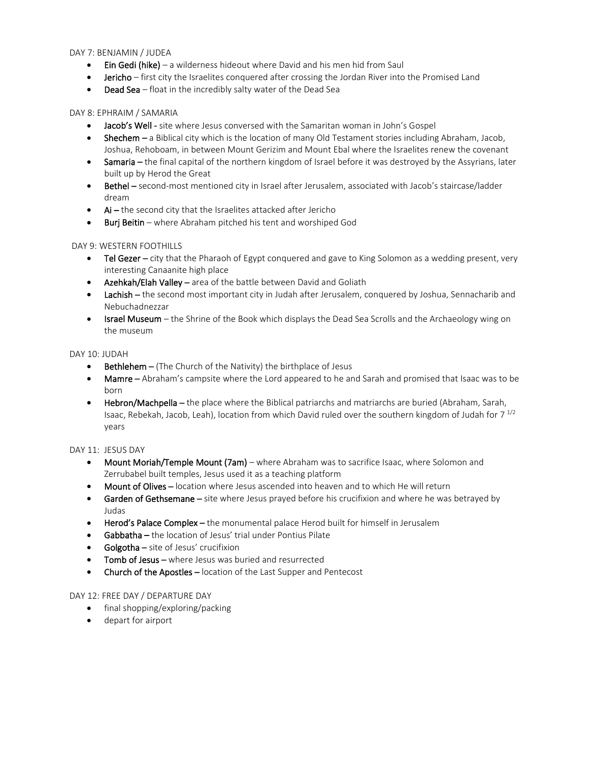DAY 7: BENJAMIN / JUDEA

- **Ein Gedi (hike)** – a wilderness hideout where David and his men hid from Saul
- **Jericho** – first city the Israelites conquered after crossing the Jordan River into the Promised Land
- **Dead Sea** – float in the incredibly salty water of the Dead Sea

DAY 8: EPHRAIM / SAMARIA

- **Jacob's Well** - site where Jesus conversed with the Samaritan woman in John's Gospel
- **Shechem** – a Biblical city which is the location of many Old Testament stories including Abraham, Jacob, Joshua, Rehoboam, in between Mount Gerizim and Mount Ebal where the Israelites renew the covenant
- **Samaria** – the final capital of the northern kingdom of Israel before it was destroyed by the Assyrians, later built up by Herod the Great
- **Bethel** – second-most mentioned city in Israel after Jerusalem, associated with Jacob's staircase/ladder dream
- **Ai** – the second city that the Israelites attacked after Jericho
- **Burj Beitin** – where Abraham pitched his tent and worshiped God

DAY 9: WESTERN FOOTHILLS

- **Tel Gezer** – city that the Pharaoh of Egypt conquered and gave to King Solomon as a wedding present, very interesting Canaanite high place
- **Azehkah/Elah Valley** – area of the battle between David and Goliath
- **Lachish** – the second most important city in Judah after Jerusalem, conquered by Joshua, Sennacharib and Nebuchadnezzar
- **Israel Museum** – the Shrine of the Book which displays the Dead Sea Scrolls and the Archaeology wing on the museum

DAY 10: JUDAH

- **Bethlehem** – (The Church of the Nativity) the birthplace of Jesus
- **Mamre** – Abraham's campsite where the Lord appeared to he and Sarah and promised that Isaac was to be born
- **Hebron/Machpella** – the place where the Biblical patriarchs and matriarchs are buried (Abraham, Sarah, Isaac, Rebekah, Jacob, Leah), location from which David ruled over the southern kingdom of Judah for 7 1/2 years

DAY 11: JESUS DAY

- **Mount Moriah/Temple Mount (7am)** – where Abraham was to sacrifice Isaac, where Solomon and Zerrubabel built temples, Jesus used it as a teaching platform
- **Mount of Olives** – location where Jesus ascended into heaven and to which He will return
- **Garden of Gethsemane** – site where Jesus prayed before his crucifixion and where he was betrayed by Judas
- **Herod's Palace Complex** – the monumental palace Herod built for himself in Jerusalem
- **Gabbatha** – the location of Jesus' trial under Pontius Pilate
- **Golgotha** – site of Jesus' crucifixion
- **Tomb of Jesus** – where Jesus was buried and resurrected
- **Church of the Apostles** – location of the Last Supper and Pentecost

DAY 12: FREE DAY / DEPARTURE DAY

- final shopping/exploring/packing
- depart for airport